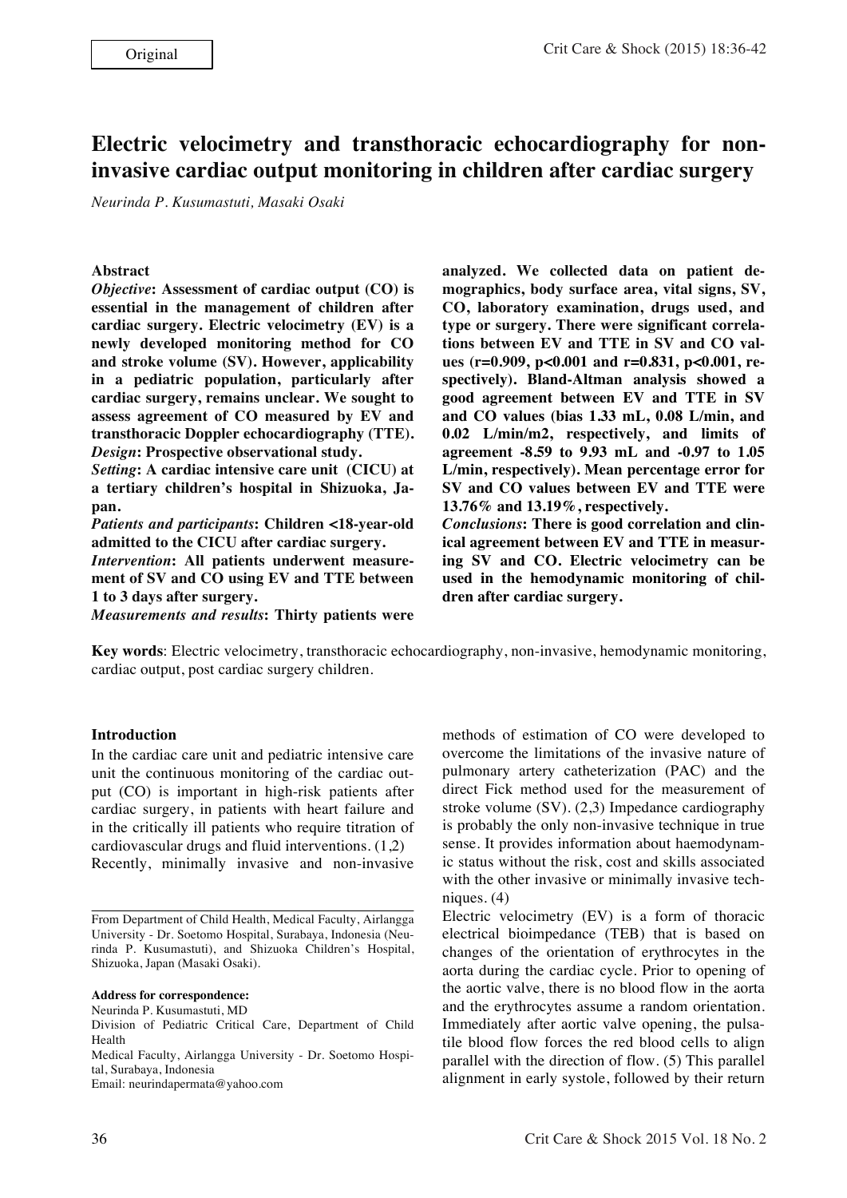Original

# Electric velocimetry and transthoracic echocardiography for non-invasive cardiac output monitoring in children after cardiac surgery

*Neurinda P. Kusumastuti, Masaki Osaki*

## Abstract

***Objective*: Assessment of cardiac output (CO) is essential in the management of children after cardiac surgery. Electric velocimetry (EV) is a newly developed monitoring method for CO and stroke volume (SV). However, applicability in a pediatric population, particularly after cardiac surgery, remains unclear. We sought to assess agreement of CO measured by EV and transthoracic Doppler echocardiography (TTE).**

***Design*: Prospective observational study.**

***Setting*: A cardiac intensive care unit (CICU) at a tertiary children's hospital in Shizuoka, Japan.**

***Patients and participants*: Children <18-year-old admitted to the CICU after cardiac surgery.**

***Intervention*: All patients underwent measurement of SV and CO using EV and TTE between 1 to 3 days after surgery.**

***Measurements and results*: Thirty patients were analyzed. We collected data on patient demographics, body surface area, vital signs, SV, CO, laboratory examination, drugs used, and type or surgery. There were significant correlations between EV and TTE in SV and CO values (r=0.909, p<0.001 and r=0.831, p<0.001, respectively). Bland-Altman analysis showed a good agreement between EV and TTE in SV and CO values (bias 1.33 mL, 0.08 L/min, and 0.02 L/min/m2, respectively, and limits of agreement -8.59 to 9.93 mL and -0.97 to 1.05 L/min, respectively). Mean percentage error for SV and CO values between EV and TTE were 13.76% and 13.19%, respectively.**

***Conclusions*: There is good correlation and clinical agreement between EV and TTE in measuring SV and CO. Electric velocimetry can be used in the hemodynamic monitoring of children after cardiac surgery.**

**Key words**: Electric velocimetry, transthoracic echocardiography, non-invasive, hemodynamic monitoring, cardiac output, post cardiac surgery children.

## Introduction

In the cardiac care unit and pediatric intensive care unit the continuous monitoring of the cardiac output (CO) is important in high-risk patients after cardiac surgery, in patients with heart failure and in the critically ill patients who require titration of cardiovascular drugs and fluid interventions. (1,2)

Recently, minimally invasive and non-invasive methods of estimation of CO were developed to overcome the limitations of the invasive nature of pulmonary artery catheterization (PAC) and the direct Fick method used for the measurement of stroke volume (SV). (2,3) Impedance cardiography is probably the only non-invasive technique in true sense. It provides information about haemodynamic status without the risk, cost and skills associated with the other invasive or minimally invasive techniques. (4)

Electric velocimetry (EV) is a form of thoracic electrical bioimpedance (TEB) that is based on changes of the orientation of erythrocytes in the aorta during the cardiac cycle. Prior to opening of the aortic valve, there is no blood flow in the aorta and the erythrocytes assume a random orientation. Immediately after aortic valve opening, the pulsatile blood flow forces the red blood cells to align parallel with the direction of flow. (5) This parallel alignment in early systole, followed by their return

From Department of Child Health, Medical Faculty, Airlangga University - Dr. Soetomo Hospital, Surabaya, Indonesia (Neurinda P. Kusumastuti), and Shizuoka Children's Hospital, Shizuoka, Japan (Masaki Osaki).

**Address for correspondence:**

Neurinda P. Kusumastuti, MD

Division of Pediatric Critical Care, Department of Child Health

Medical Faculty, Airlangga University - Dr. Soetomo Hospital, Surabaya, Indonesia

Email: neurindapermata@yahoo.com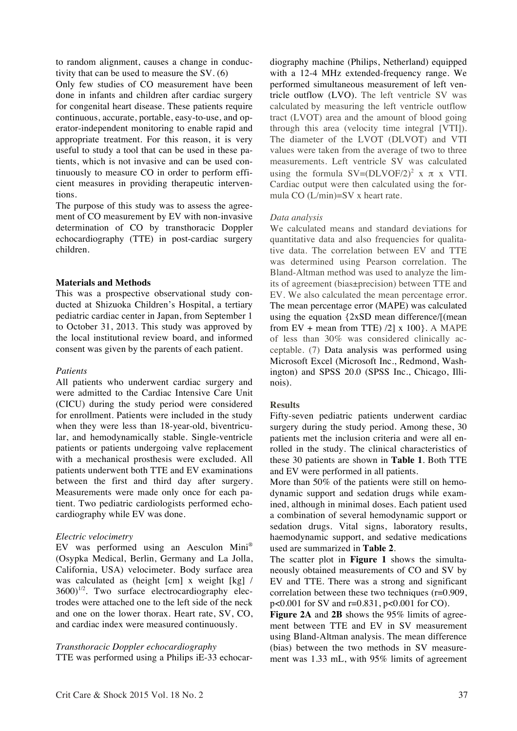to random alignment, causes a change in conductivity that can be used to measure the SV. (6)

Only few studies of CO measurement have been done in infants and children after cardiac surgery for congenital heart disease. These patients require continuous, accurate, portable, easy-to-use, and operator-independent monitoring to enable rapid and appropriate treatment. For this reason, it is very useful to study a tool that can be used in these patients, which is not invasive and can be used continuously to measure CO in order to perform efficient measures in providing therapeutic interventions.

The purpose of this study was to assess the agreement of CO measurement by EV with non-invasive determination of CO by transthoracic Doppler echocardiography (TTE) in post-cardiac surgery children.

## Materials and Methods

This was a prospective observational study conducted at Shizuoka Children's Hospital, a tertiary pediatric cardiac center in Japan, from September 1 to October 31, 2013. This study was approved by the local institutional review board, and informed consent was given by the parents of each patient.

### *Patients*

All patients who underwent cardiac surgery and were admitted to the Cardiac Intensive Care Unit (CICU) during the study period were considered for enrollment. Patients were included in the study when they were less than 18-year-old, biventricular, and hemodynamically stable. Single-ventricle patients or patients undergoing valve replacement with a mechanical prosthesis were excluded. All patients underwent both TTE and EV examinations between the first and third day after surgery. Measurements were made only once for each patient. Two pediatric cardiologists performed echocardiography while EV was done.

### *Electric velocimetry*

EV was performed using an Aesculon Mini® (Osypka Medical, Berlin, Germany and La Jolla, California, USA) velocimeter. Body surface area was calculated as $(\text{height [cm]} \times \text{weight [kg]} / 3600)^{1/2}$. Two surface electrocardiography electrodes were attached one to the left side of the neck and one on the lower thorax. Heart rate, SV, CO, and cardiac index were measured continuously.

### *Transthoracic Doppler echocardiography*

TTE was performed using a Philips iE-33 echocardiography machine (Philips, Netherland) equipped with a 12-4 MHz extended-frequency range. We performed simultaneous measurement of left ventricle outflow (LVO). The left ventricle SV was calculated by measuring the left ventricle outflow tract (LVOT) area and the amount of blood going through this area (velocity time integral [VTI]). The diameter of the LVOT (DLVOT) and VTI values were taken from the average of two to three measurements. Left ventricle SV was calculated using the formula $SV=(DLVOF/2)^2 \times \pi \times VTI$. Cardiac output were then calculated using the formula CO (L/min)=SV x heart rate.

### *Data analysis*

We calculated means and standard deviations for quantitative data and also frequencies for qualitative data. The correlation between EV and TTE was determined using Pearson correlation. The Bland-Altman method was used to analyze the limits of agreement (bias±precision) between TTE and EV. We also calculated the mean percentage error. The mean percentage error (MAPE) was calculated using the equation {2xSD mean difference/[(mean from EV + mean from TTE) /2] x 100}. A MAPE of less than 30% was considered clinically acceptable. (7) Data analysis was performed using Microsoft Excel (Microsoft Inc., Redmond, Washington) and SPSS 20.0 (SPSS Inc., Chicago, Illinois).

## Results

Fifty-seven pediatric patients underwent cardiac surgery during the study period. Among these, 30 patients met the inclusion criteria and were all enrolled in the study. The clinical characteristics of these 30 patients are shown in **Table 1**. Both TTE and EV were performed in all patients.

More than 50% of the patients were still on hemodynamic support and sedation drugs while examined, although in minimal doses. Each patient used a combination of several hemodynamic support or sedation drugs. Vital signs, laboratory results, haemodynamic support, and sedative medications used are summarized in **Table 2**.

The scatter plot in **Figure 1** shows the simultaneously obtained measurements of CO and SV by EV and TTE. There was a strong and significant correlation between these two techniques ($r=0.909$, $p<0.001$ for SV and $r=0.831$, $p<0.001$ for CO).

**Figure 2A** and **2B** shows the 95% limits of agreement between TTE and EV in SV measurement using Bland-Altman analysis. The mean difference (bias) between the two methods in SV measurement was 1.33 mL, with 95% limits of agreement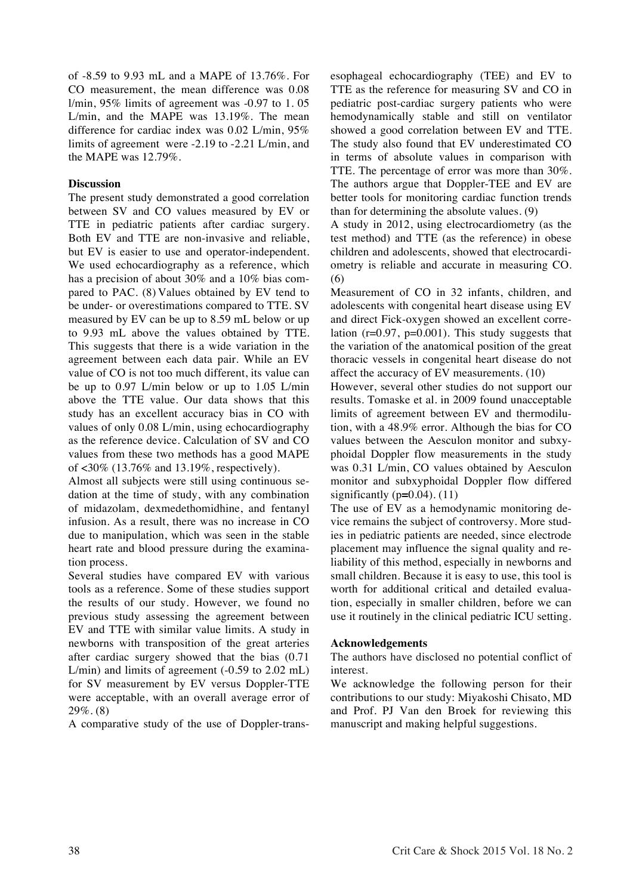of -8.59 to 9.93 mL and a MAPE of 13.76%. For CO measurement, the mean difference was 0.08 l/min, 95% limits of agreement was -0.97 to 1. 05 L/min, and the MAPE was 13.19%. The mean difference for cardiac index was 0.02 L/min, 95% limits of agreement were -2.19 to -2.21 L/min, and the MAPE was 12.79%.

## Discussion

The present study demonstrated a good correlation between SV and CO values measured by EV or TTE in pediatric patients after cardiac surgery. Both EV and TTE are non-invasive and reliable, but EV is easier to use and operator-independent. We used echocardiography as a reference, which has a precision of about 30% and a 10% bias compared to PAC. (8) Values obtained by EV tend to be under- or overestimations compared to TTE. SV measured by EV can be up to 8.59 mL below or up to 9.93 mL above the values obtained by TTE. This suggests that there is a wide variation in the agreement between each data pair. While an EV value of CO is not too much different, its value can be up to 0.97 L/min below or up to 1.05 L/min above the TTE value. Our data shows that this study has an excellent accuracy bias in CO with values of only 0.08 L/min, using echocardiography as the reference device. Calculation of SV and CO values from these two methods has a good MAPE of <30% (13.76% and 13.19%, respectively).

Almost all subjects were still using continuous sedation at the time of study, with any combination of midazolam, dexmedethomidhine, and fentanyl infusion. As a result, there was no increase in CO due to manipulation, which was seen in the stable heart rate and blood pressure during the examination process.

Several studies have compared EV with various tools as a reference. Some of these studies support the results of our study. However, we found no previous study assessing the agreement between EV and TTE with similar value limits. A study in newborns with transposition of the great arteries after cardiac surgery showed that the bias (0.71 L/min) and limits of agreement (-0.59 to 2.02 mL) for SV measurement by EV versus Doppler-TTE were acceptable, with an overall average error of 29%. (8)

A comparative study of the use of Doppler-transesophageal echocardiography (TEE) and EV to TTE as the reference for measuring SV and CO in pediatric post-cardiac surgery patients who were hemodynamically stable and still on ventilator showed a good correlation between EV and TTE. The study also found that EV underestimated CO in terms of absolute values in comparison with TTE. The percentage of error was more than 30%. The authors argue that Doppler-TEE and EV are better tools for monitoring cardiac function trends than for determining the absolute values. (9)

A study in 2012, using electrocardiometry (as the test method) and TTE (as the reference) in obese children and adolescents, showed that electrocardiometry is reliable and accurate in measuring CO. (6)

Measurement of CO in 32 infants, children, and adolescents with congenital heart disease using EV and direct Fick-oxygen showed an excellent correlation ($r=0.97$, $p=0.001$). This study suggests that the variation of the anatomical position of the great thoracic vessels in congenital heart disease do not affect the accuracy of EV measurements. (10)

However, several other studies do not support our results. Tomaske et al. in 2009 found unacceptable limits of agreement between EV and thermodilution, with a 48.9% error. Although the bias for CO values between the Aesculon monitor and subxyphoidal Doppler flow measurements in the study was 0.31 L/min, CO values obtained by Aesculon monitor and subxyphoidal Doppler flow differed significantly ($p=0.04$). (11)

The use of EV as a hemodynamic monitoring device remains the subject of controversy. More studies in pediatric patients are needed, since electrode placement may influence the signal quality and reliability of this method, especially in newborns and small children. Because it is easy to use, this tool is worth for additional critical and detailed evaluation, especially in smaller children, before we can use it routinely in the clinical pediatric ICU setting.

## Acknowledgements

The authors have disclosed no potential conflict of interest.

We acknowledge the following person for their contributions to our study: Miyakoshi Chisato, MD and Prof. PJ Van den Broek for reviewing this manuscript and making helpful suggestions.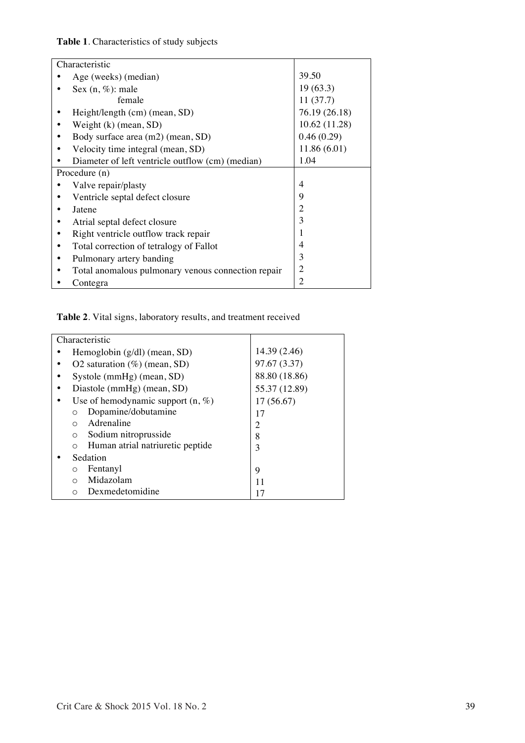**Table 1**. Characteristics of study subjects

| Characteristic | |
|---|---|
| • Age (weeks) (median) | 39.50 |
| • Sex (n, %): male | 19 (63.3) |
| female | 11 (37.7) |
| • Height/length (cm) (mean, SD) | 76.19 (26.18) |
| • Weight (k) (mean, SD) | 10.62 (11.28) |
| • Body surface area (m2) (mean, SD) | 0.46 (0.29) |
| • Velocity time integral (mean, SD) | 11.86 (6.01) |
| • Diameter of left ventricle outflow (cm) (median) | 1.04 |
| Procedure (n) | |
| • Valve repair/plasty | 4 |
| • Ventricle septal defect closure | 9 |
| • Jatene | 2 |
| • Atrial septal defect closure | 3 |
| • Right ventricle outflow track repair | 1 |
| • Total correction of tetralogy of Fallot | 4 |
| • Pulmonary artery banding | 3 |
| • Total anomalous pulmonary venous connection repair | 2 |
| • Contegra | 2 |

**Table 2**. Vital signs, laboratory results, and treatment received

| Characteristic | |
|---|---|
| • Hemoglobin (g/dl) (mean, SD) | 14.39 (2.46) |
| • O2 saturation (%) (mean, SD) | 97.67 (3.37) |
| • Systole (mmHg) (mean, SD) | 88.80 (18.86) |
| • Diastole (mmHg) (mean, SD) | 55.37 (12.89) |
| • Use of hemodynamic support (n, %) | 17 (56.67) |
| ○ Dopamine/dobutamine | 17 |
| ○ Adrenaline | 2 |
| ○ Sodium nitroprusside | 8 |
| ○ Human atrial natriuretic peptide | 3 |
| • Sedation | |
| ○ Fentanyl | 9 |
| ○ Midazolam | 11 |
| ○ Dexmedetomidine | 17 |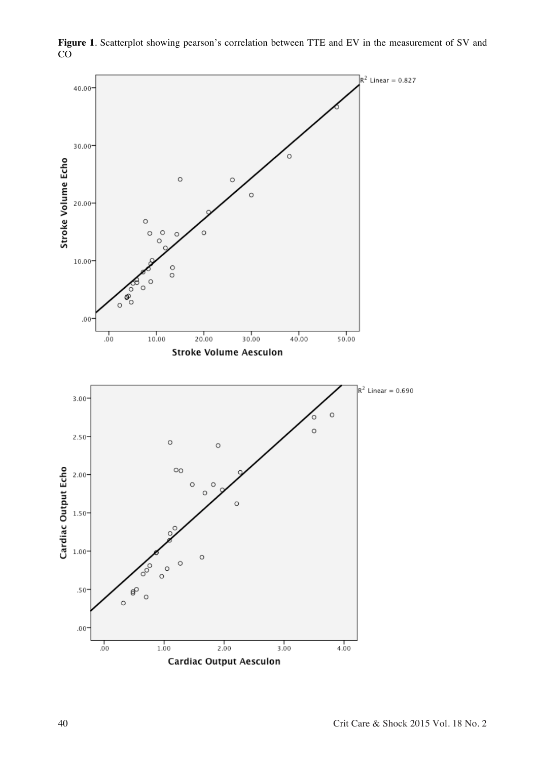**Figure 1**. Scatterplot showing pearson's correlation between TTE and EV in the measurement of SV and CO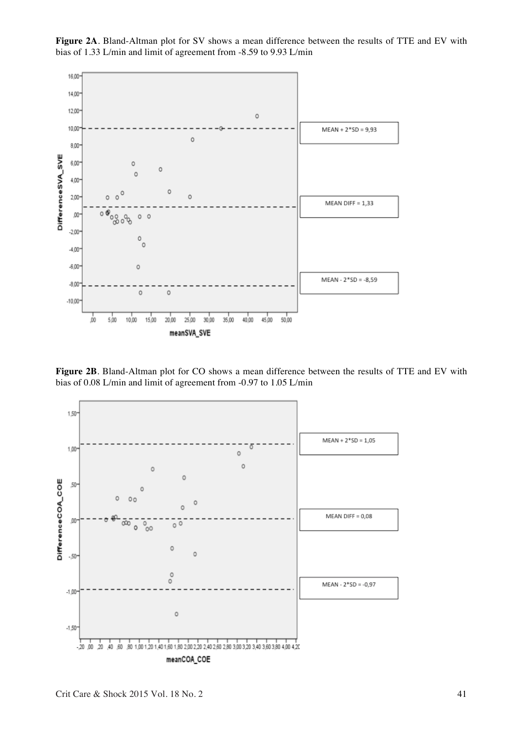**Figure 2A**. Bland-Altman plot for SV shows a mean difference between the results of TTE and EV with bias of 1.33 L/min and limit of agreement from -8.59 to 9.93 L/min

**Figure 2B**. Bland-Altman plot for CO shows a mean difference between the results of TTE and EV with bias of 0.08 L/min and limit of agreement from -0.97 to 1.05 L/min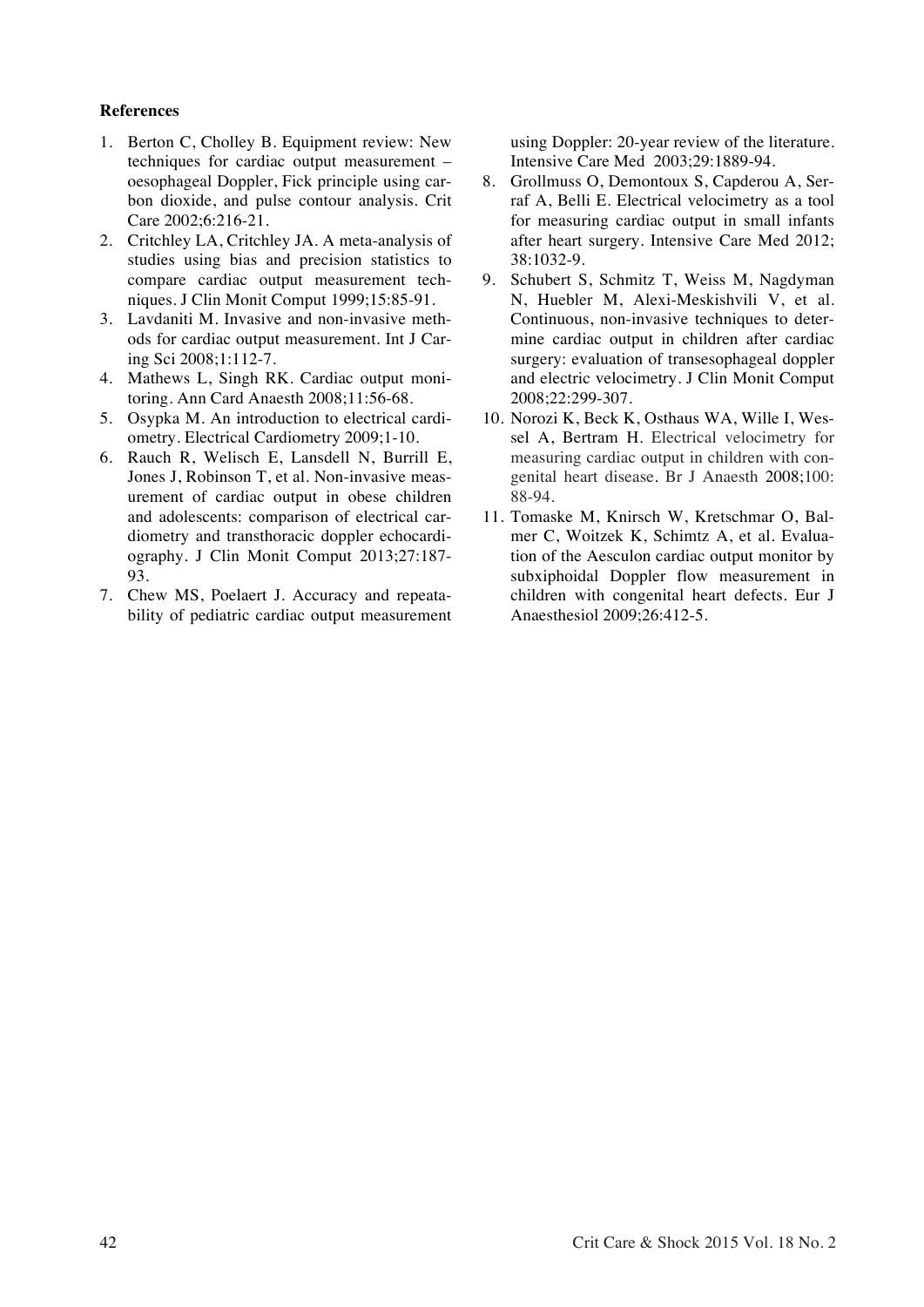**References**

1. Berton C, Cholley B. Equipment review: New techniques for cardiac output measurement – oesophageal Doppler, Fick principle using carbon dioxide, and pulse contour analysis. Crit Care 2002;6:216-21.
2. Critchley LA, Critchley JA. A meta-analysis of studies using bias and precision statistics to compare cardiac output measurement techniques. J Clin Monit Comput 1999;15:85-91.
3. Lavdaniti M. Invasive and non-invasive methods for cardiac output measurement. Int J Caring Sci 2008;1:112-7.
4. Mathews L, Singh RK. Cardiac output monitoring. Ann Card Anaesth 2008;11:56-68.
5. Osypka M. An introduction to electrical cardiometry. Electrical Cardiometry 2009;1-10.
6. Rauch R, Welisch E, Lansdell N, Burrill E, Jones J, Robinson T, et al. Non-invasive measurement of cardiac output in obese children and adolescents: comparison of electrical cardiometry and transthoracic doppler echocardiography. J Clin Monit Comput 2013;27:187-93.
7. Chew MS, Poelaert J. Accuracy and repeatability of pediatric cardiac output measurement using Doppler: 20-year review of the literature. Intensive Care Med 2003;29:1889-94.
8. Grollmuss O, Demontoux S, Capderou A, Serraf A, Belli E. Electrical velocimetry as a tool for measuring cardiac output in small infants after heart surgery. Intensive Care Med 2012; 38:1032-9.
9. Schubert S, Schmitz T, Weiss M, Nagdyman N, Huebler M, Alexi-Meskishvili V, et al. Continuous, non-invasive techniques to determine cardiac output in children after cardiac surgery: evaluation of transesophageal doppler and electric velocimetry. J Clin Monit Comput 2008;22:299-307.
10. Norozi K, Beck K, Osthaus WA, Wille I, Wessel A, Bertram H. Electrical velocimetry for measuring cardiac output in children with congenital heart disease. Br J Anaesth 2008;100: 88-94.
11. Tomaske M, Knirsch W, Kretschmar O, Balmer C, Woitzek K, Schimtz A, et al. Evaluation of the Aesculon cardiac output monitor by subxiphoidal Doppler flow measurement in children with congenital heart defects. Eur J Anaesthesiol 2009;26:412-5.